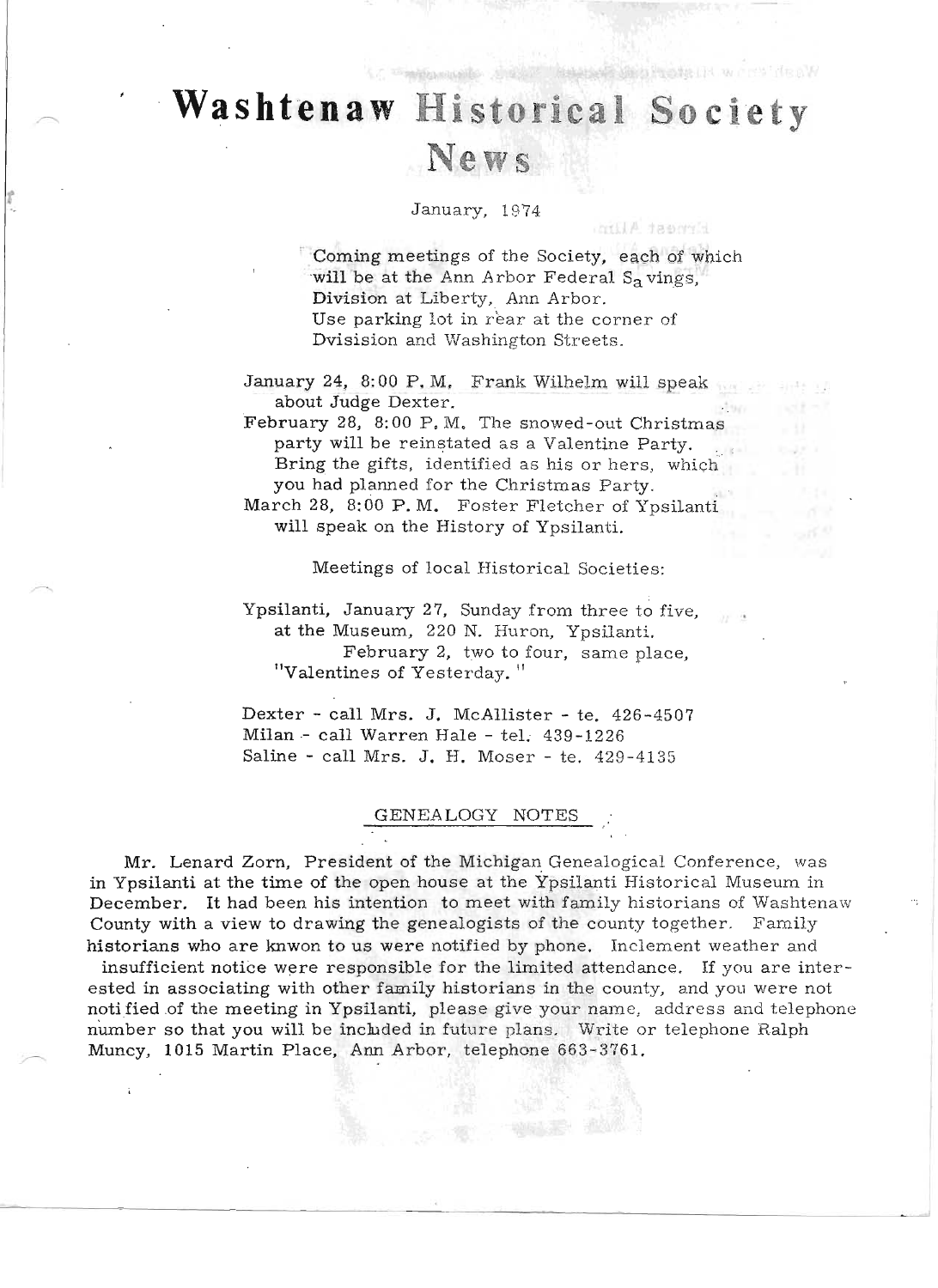# Washtenaw Historical Society News

January, 1974

Coming meetings of the Society, each of which will be at the Ann Arbor Federal $S_a$ vings, Division at Liberty, Ann Arbor. Use parking lot in rear at the corner of Dvisision and Washington Streets.

January 24, 8:00 P. M. Frank Wilhelm will speak about Judge Dexter.

February 28, 8:00 P. M. The snowed-out Christmas party will be reinstated as a Valentine Party. Bring the gifts, identified as his or hers, which you had planned for the Christmas Party.

March 28, 8:00 P. M. Foster Fletcher of Ypsilanti will speak on the History of Ypsilanti.

Meetings of local Historical Societies:

Ypsilanti, January 27, Sunday from three to five, at the Museum, 220 N. Huron, Ypsilanti.
February 2, two to four, same place, "Valentines of Yesterday."

Dexter - call Mrs. J. McAllister - te. 426-4507
Milan - call Warren Hale - tel. 439-1226
Saline - call Mrs. J. H. Moser - te. 429-4135

## GENEALOGY NOTES

Mr. Lenard Zorn, President of the Michigan Genealogical Conference, was in Ypsilanti at the time of the open house at the Ypsilanti Historical Museum in December. It had been his intention to meet with family historians of Washtenaw County with a view to drawing the genealogists of the county together. Family historians who are knwon to us were notified by phone. Inclement weather and insufficient notice were responsible for the limited attendance. If you are interested in associating with other family historians in the county, and you were not notified of the meeting in Ypsilanti, please give your name, address and telephone number so that you will be included in future plans. Write or telephone Ralph Muncy, 1015 Martin Place, Ann Arbor, telephone 663-3761.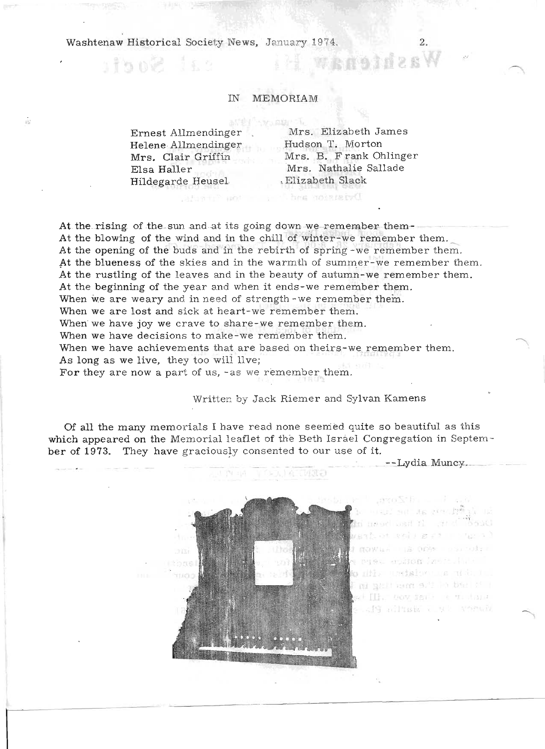## IN MEMORIAM

| | |
|---|---|
| Ernest Allmendinger | Mrs. Elizabeth James |
| Helene Allmendinger | Hudson T. Morton |
| Mrs. Clair Griffin | Mrs. B. Frank Ohlinger |
| Elsa Haller | Mrs. Nathalie Sallade |
| Hildegarde Heusel | Elizabeth Slack |

At the rising of the sun and at its going down we remember them-
At the blowing of the wind and in the chill of winter-we remember them.
At the opening of the buds and in the rebirth of spring-we remember them.
At the blueness of the skies and in the warmth of summer-we remember them.
At the rustling of the leaves and in the beauty of autumn-we remember them.
At the beginning of the year and when it ends-we remember them.
When we are weary and in need of strength-we remember them.
When we are lost and sick at heart-we remember them.
When we have joy we crave to share-we remember them.
When we have decisions to make-we remember them.
When we have achievements that are based on theirs-we remember them.
As long as we live, they too will live;
For they are now a part of us, -as we remember them.

Written by Jack Riemer and Sylvan Kamens

Of all the many memorials I have read none seemed quite so beautiful as this which appeared on the Memorial leaflet of the Beth Israel Congregation in September of 1973. They have graciously consented to our use of it.

--Lydia Muncy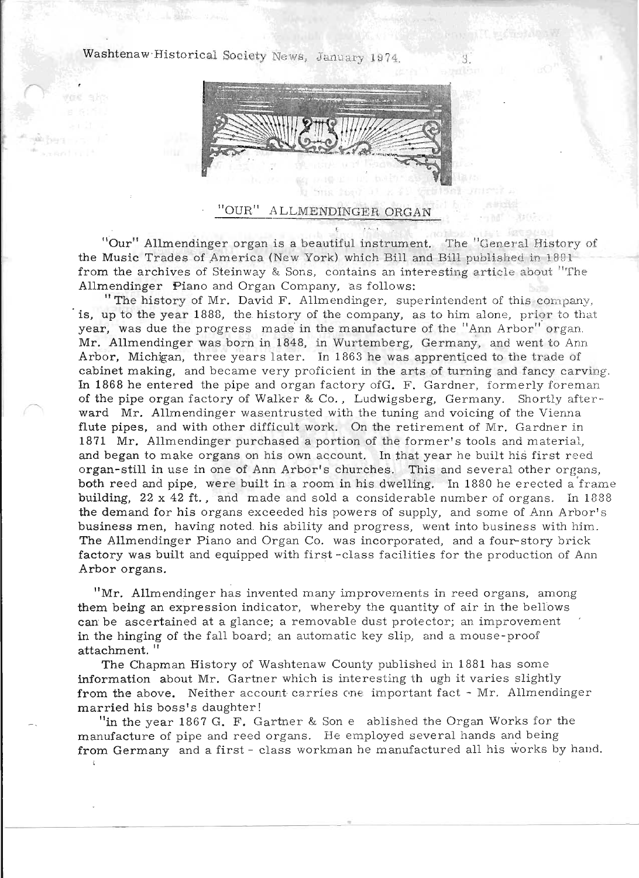## "OUR" ALLMENDINGER ORGAN

"Our" Allmendinger organ is a beautiful instrument. The "General History of the Music Trades of America (New York) which Bill and Bill published in 1891 from the archives of Steinway & Sons, contains an interesting article about "The Allmendinger Piano and Organ Company, as follows:

"The history of Mr. David F. Allmendinger, superintendent of this company, is, up to the year 1888, the history of the company, as to him alone, prior to that year, was due the progress made in the manufacture of the "Ann Arbor" organ. Mr. Allmendinger was born in 1848, in Wurtemberg, Germany, and went to Ann Arbor, Michigan, three years later. In 1863 he was apprenticed to the trade of cabinet making, and became very proficient in the arts of turning and fancy carving. In 1868 he entered the pipe and organ factory ofG. F. Gardner, formerly foreman of the pipe organ factory of Walker & Co., Ludwigsberg, Germany. Shortly afterward Mr. Allmendinger wasentrusted with the tuning and voicing of the Vienna flute pipes, and with other difficult work. On the retirement of Mr. Gardner in 1871 Mr. Allmendinger purchased a portion of the former's tools and material, and began to make organs on his own account. In that year he built his first reed organ-still in use in one of Ann Arbor's churches. This and several other organs, both reed and pipe, were built in a room in his dwelling. In 1880 he erected a frame building, 22 x 42 ft., and made and sold a considerable number of organs. In 1888 the demand for his organs exceeded his powers of supply, and some of Ann Arbor's business men, having noted his ability and progress, went into business with him. The Allmendinger Piano and Organ Co. was incorporated, and a four-story brick factory was built and equipped with first-class facilities for the production of Ann Arbor organs.

"Mr. Allmendinger has invented many improvements in reed organs, among them being an expression indicator, whereby the quantity of air in the bellows can be ascertained at a glance; a removable dust protector; an improvement in the hinging of the fall board; an automatic key slip, and a mouse-proof attachment."

The Chapman History of Washtenaw County published in 1881 has some information about Mr. Gartner which is interesting th ugh it varies slightly from the above. Neither account carries one important fact - Mr. Allmendinger married his boss's daughter!

"in the year 1867 G. F. Gartner & Son e ablished the Organ Works for the manufacture of pipe and reed organs. He employed several hands and being from Germany and a first - class workman he manufactured all his works by hand.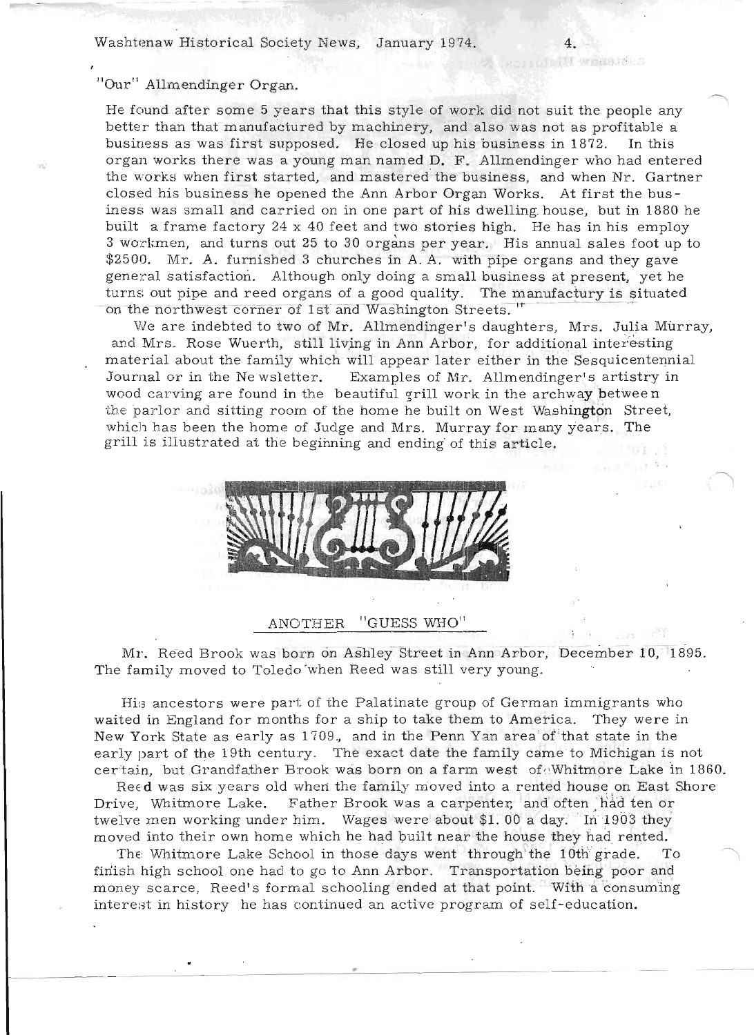"Our" Allmendinger Organ.

He found after some 5 years that this style of work did not suit the people any better than that manufactured by machinery, and also was not as profitable a business as was first supposed. He closed up his business in 1872. In this organ works there was a young man named D. F. Allmendinger who had entered the works when first started, and mastered the business, and when Nr. Gartner closed his business he opened the Ann Arbor Organ Works. At first the business was small and carried on in one part of his dwelling house, but in 1880 he built a frame factory 24 x 40 feet and two stories high. He has in his employ 3 workmen, and turns out 25 to 30 organs per year. His annual sales foot up to $2500. Mr. A. furnished 3 churches in A. A. with pipe organs and they gave general satisfaction. Although only doing a small business at present, yet he turns out pipe and reed organs of a good quality. The manufactury is situated on the northwest corner of 1st and Washington Streets."

We are indebted to two of Mr. Allmendinger's daughters, Mrs. Julia Murray, and Mrs. Rose Wuerth, still living in Ann Arbor, for additional interesting material about the family which will appear later either in the Sesquicentennial Journal or in the Newsletter. Examples of Mr. Allmendinger's artistry in wood carving are found in the beautiful grill work in the archway between the parlor and sitting room of the home he built on West Washington Street, which has been the home of Judge and Mrs. Murray for many years. The grill is illustrated at the beginning and ending of this article.

## ANOTHER "GUESS WHO"

Mr. Reed Brook was born on Ashley Street in Ann Arbor, December 10, 1895. The family moved to Toledo when Reed was still very young.

His ancestors were part of the Palatinate group of German immigrants who waited in England for months for a ship to take them to America. They were in New York State as early as 1709, and in the Penn Yan area of that state in the early part of the 19th century. The exact date the family came to Michigan is not certain, but Grandfather Brook was born on a farm west of Whitmore Lake in 1860.

Reed was six years old when the family moved into a rented house on East Shore Drive, Whitmore Lake. Father Brook was a carpenter, and often had ten or twelve men working under him. Wages were about $1.00 a day. In 1903 they moved into their own home which he had built near the house they had rented.

The Whitmore Lake School in those days went through the 10th grade. To finish high school one had to go to Ann Arbor. Transportation being poor and money scarce, Reed's formal schooling ended at that point. With a consuming interest in history he has continued an active program of self-education.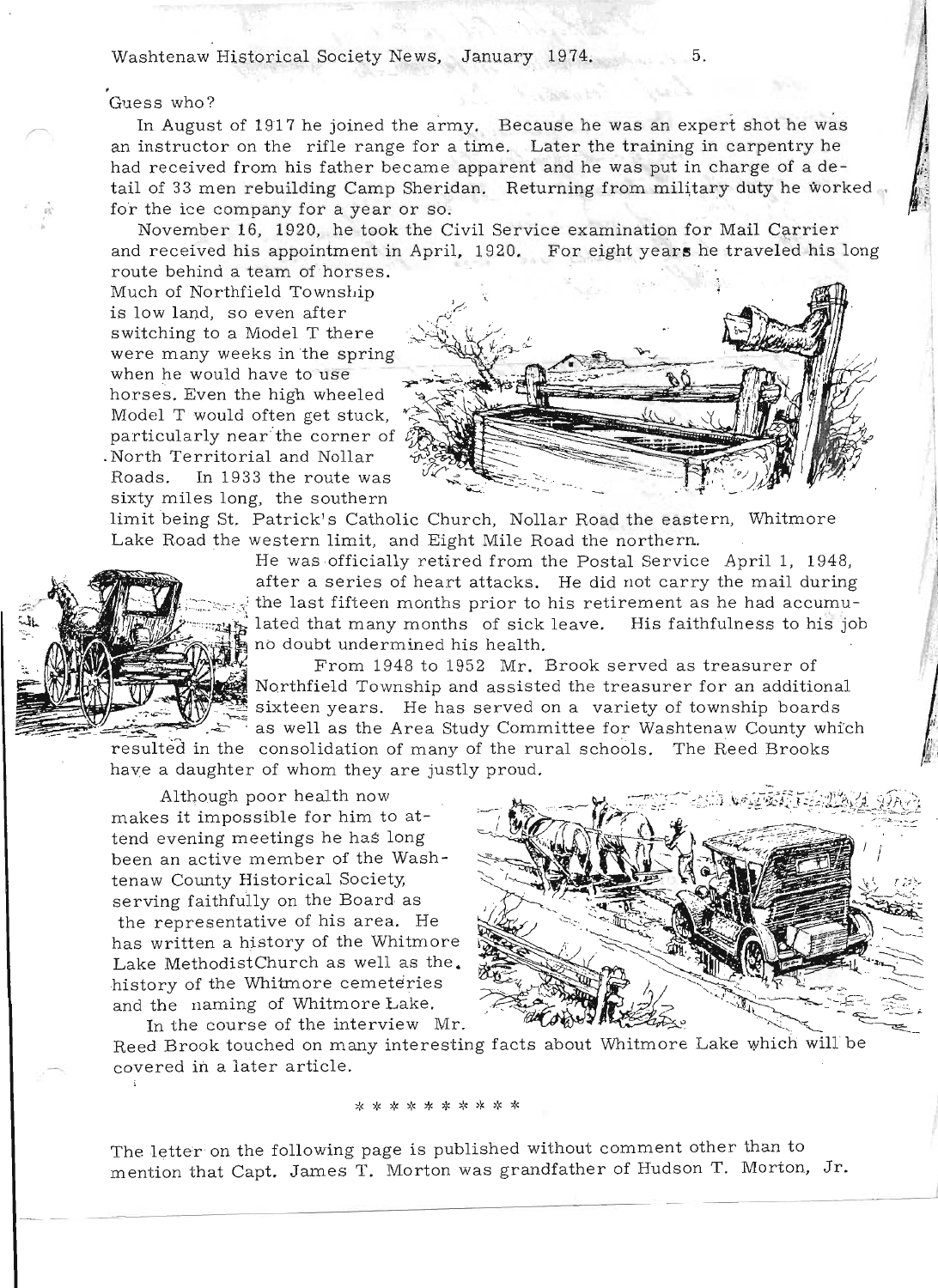Guess who?

In August of 1917 he joined the army. Because he was an expert shot he was an instructor on the rifle range for a time. Later the training in carpentry he had received from his father became apparent and he was put in charge of a detail of 33 men rebuilding Camp Sheridan. Returning from military duty he worked for the ice company for a year or so.

November 16, 1920, he took the Civil Service examination for Mail Carrier and received his appointment in April, 1920. For eight years he traveled his long route behind a team of horses. Much of Northfield Township is low land, so even after switching to a Model T there were many weeks in the spring when he would have to use horses. Even the high wheeled Model T would often get stuck, particularly near the corner of North Territorial and Nollar Roads. In 1933 the route was sixty miles long, the southern limit being St. Patrick's Catholic Church, Nollar Road the eastern, Whitmore Lake Road the western limit, and Eight Mile Road the northern.

He was officially retired from the Postal Service April 1, 1948, after a series of heart attacks. He did not carry the mail during the last fifteen months prior to his retirement as he had accumulated that many months of sick leave. His faithfulness to his job no doubt undermined his health.

From 1948 to 1952 Mr. Brook served as treasurer of Northfield Township and assisted the treasurer for an additional sixteen years. He has served on a variety of township boards as well as the Area Study Committee for Washtenaw County which resulted in the consolidation of many of the rural schools. The Reed Brooks have a daughter of whom they are justly proud.

Although poor health now makes it impossible for him to attend evening meetings he has long been an active member of the Washtenaw County Historical Society, serving faithfully on the Board as the representative of his area. He has written a history of the Whitmore Lake MethodistChurch as well as the history of the Whitmore cemeteries and the naming of Whitmore Lake.

In the course of the interview Mr. Reed Brook touched on many interesting facts about Whitmore Lake which will be covered in a later article.

\* \* \* \* \* \* \* \* \* \*

The letter on the following page is published without comment other than to mention that Capt. James T. Morton was grandfather of Hudson T. Morton, Jr.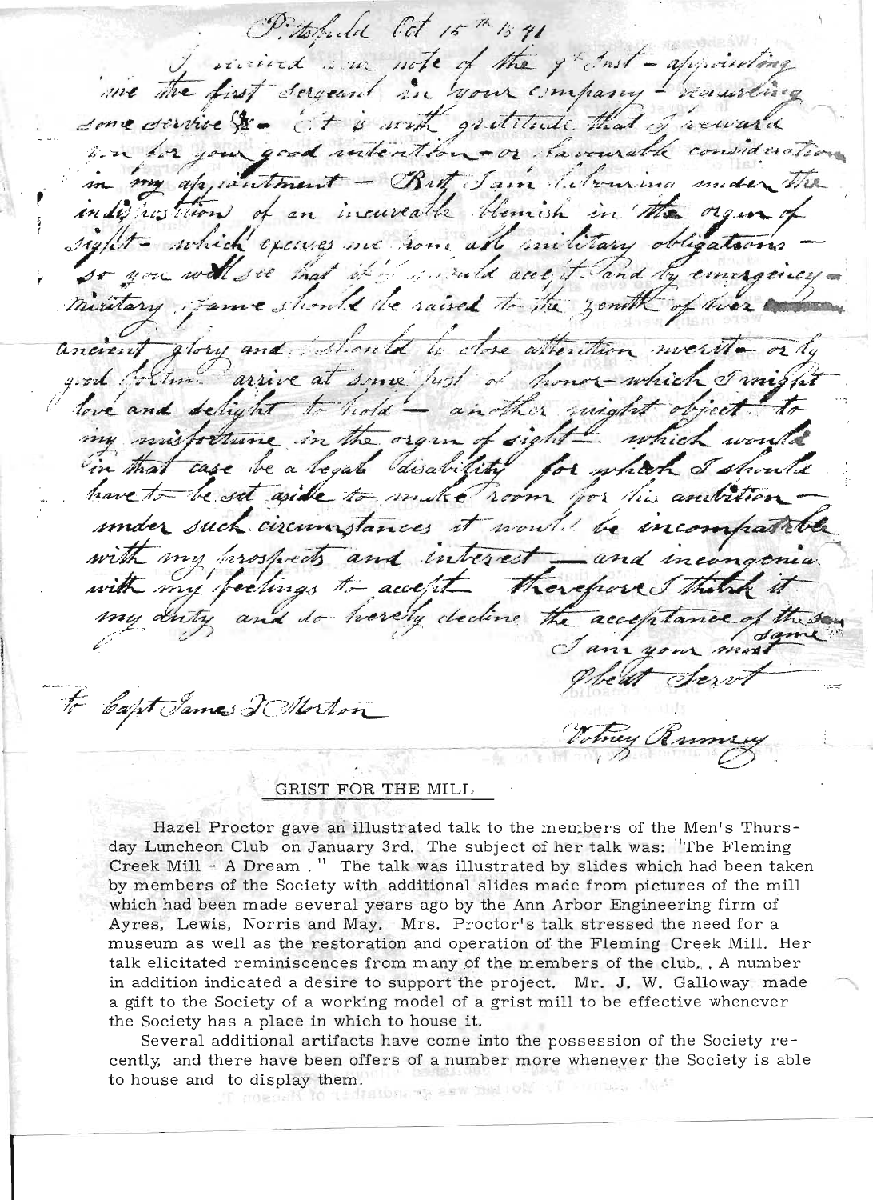Pittsfield Oct 15th 1841

I received your note of the 9th Inst - appointing me the first Sergeant in your company - requesting some service &c. It is with gratitude that I reward you for your good intention - or favourable consideration in my appointment - But I am labouring under the indisposition of an incurable blemish in the organ of sight - which excuses me from all military obligations - so you will see that if I should accept it and by emergency - military fame should be raised to the zenith of their ancient glory and I should by close attention merit - or by good fortune arrive at some post of honor - which I might love and delight to hold - another might object to my misfortune in the organ of sight - which would in that case be a legal disability for which I should have to be set aside to make room for his ambition - under such circumstances it would be incompatible with my prospects and interest - and incongenial with my feelings to accept - therefore I think it my duty and do hereby decline the acceptance of the same

I am your most
Obedt Servt

To Capt James J Morton

Tolney Rumsey

## GRIST FOR THE MILL

Hazel Proctor gave an illustrated talk to the members of the Men's Thursday Luncheon Club on January 3rd. The subject of her talk was: "The Fleming Creek Mill - A Dream ." The talk was illustrated by slides which had been taken by members of the Society with additional slides made from pictures of the mill which had been made several years ago by the Ann Arbor Engineering firm of Ayres, Lewis, Norris and May. Mrs. Proctor's talk stressed the need for a museum as well as the restoration and operation of the Fleming Creek Mill. Her talk elicitated reminiscences from many of the members of the club. . A number in addition indicated a desire to support the project. Mr. J. W. Galloway made a gift to the Society of a working model of a grist mill to be effective whenever the Society has a place in which to house it.

Several additional artifacts have come into the possession of the Society recently, and there have been offers of a number more whenever the Society is able to house and to display them.